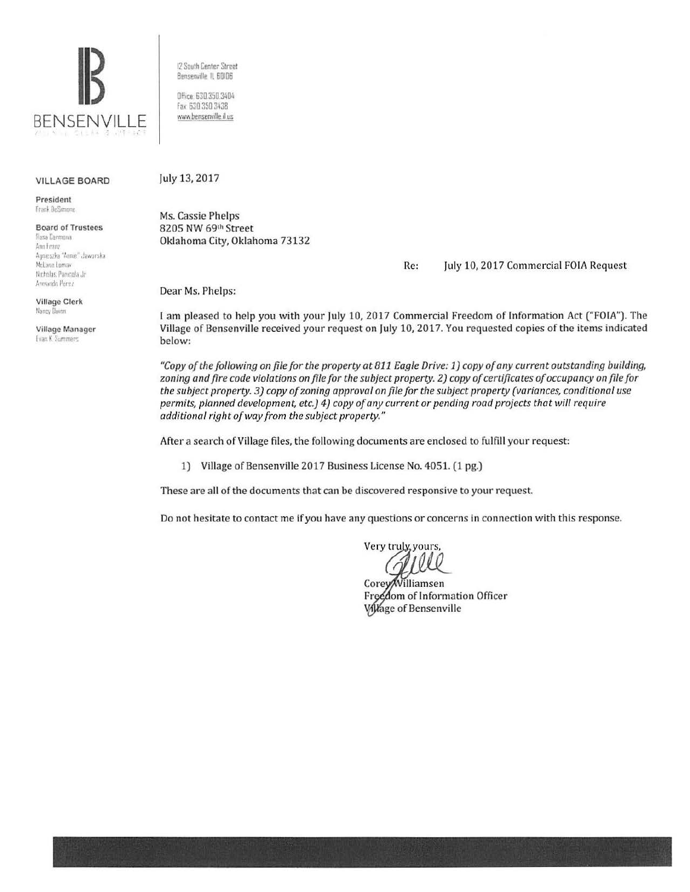BENSENVILLE

12 South Center Street
Bensenville, IL 60106

Office: 630.350.3404
Fax: 630.350.3438
www.bensenville.il.us

**VILLAGE BOARD**

**President**
Frank DeSimone

**Board of Trustees**
Rosa Carmona
Ann Franz
Agnieszka "Annie" Jaworska
McLane Lomax
Nicholas Panicola Jr.
Armando Perez

**Village Clerk**
Nancy Dunn

**Village Manager**
Evan K. Summers

July 13, 2017

Ms. Cassie Phelps
8205 NW 69th Street
Oklahoma City, Oklahoma 73132

Re: July 10, 2017 Commercial FOIA Request

Dear Ms. Phelps:

I am pleased to help you with your July 10, 2017 Commercial Freedom of Information Act ("FOIA"). The Village of Bensenville received your request on July 10, 2017. You requested copies of the items indicated below:

*"Copy of the following on file for the property at 811 Eagle Drive: 1) copy of any current outstanding building, zoning and fire code violations on file for the subject property. 2) copy of certificates of occupancy on file for the subject property. 3) copy of zoning approval on file for the subject property (variances, conditional use permits, planned development, etc.) 4) copy of any current or pending road projects that will require additional right of way from the subject property."*

After a search of Village files, the following documents are enclosed to fulfill your request:

1) Village of Bensenville 2017 Business License No. 4051. (1 pg.)

These are all of the documents that can be discovered responsive to your request.

Do not hesitate to contact me if you have any questions or concerns in connection with this response.

Very truly yours,

Corey Williamsen
Freedom of Information Officer
Village of Bensenville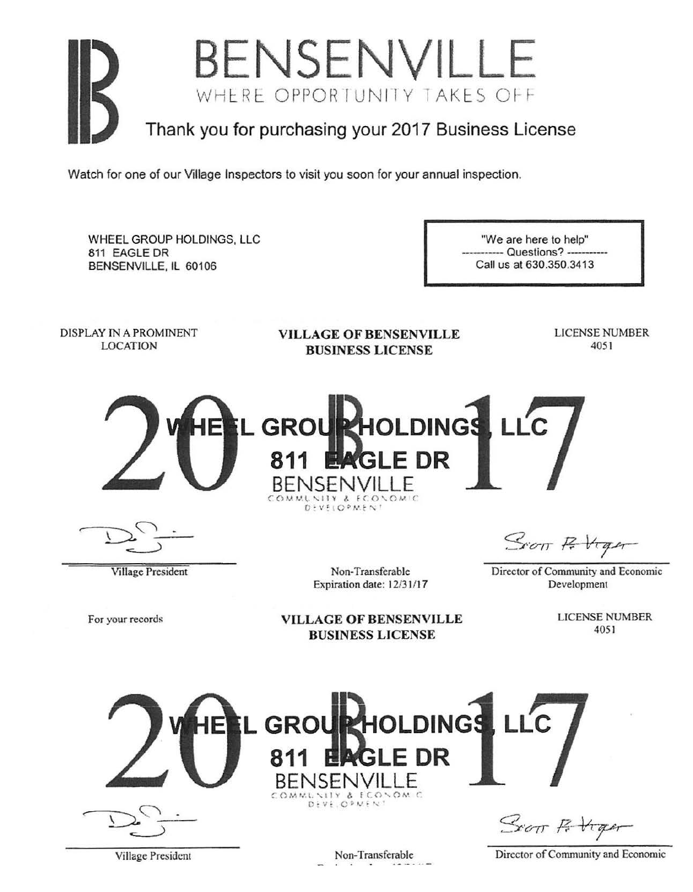# BENSENVILLE

WHERE OPPORTUNITY TAKES OFF

## Thank you for purchasing your 2017 Business License

Watch for one of our Village Inspectors to visit you soon for your annual inspection.

WHEEL GROUP HOLDINGS, LLC
811 EAGLE DR
BENSENVILLE, IL 60106

"We are here to help"
---------- Questions? ----------
Call us at 630.350.3413

DISPLAY IN A PROMINENT LOCATION

**VILLAGE OF BENSENVILLE BUSINESS LICENSE**

LICENSE NUMBER 4051

2017

**WHEEL GROUP HOLDINGS, LLC**
**811 EAGLE DR**

BENSENVILLE
COMMUNITY & ECONOMIC DEVELOPMENT

Village President

Non-Transferable
Expiration date: 12/31/17

Director of Community and Economic Development

For your records

**VILLAGE OF BENSENVILLE BUSINESS LICENSE**

LICENSE NUMBER 4051

2017

**WHEEL GROUP HOLDINGS, LLC**
**811 EAGLE DR**

BENSENVILLE
COMMUNITY & ECONOMIC DEVELOPMENT

Village President

Non-Transferable

Director of Community and Economic